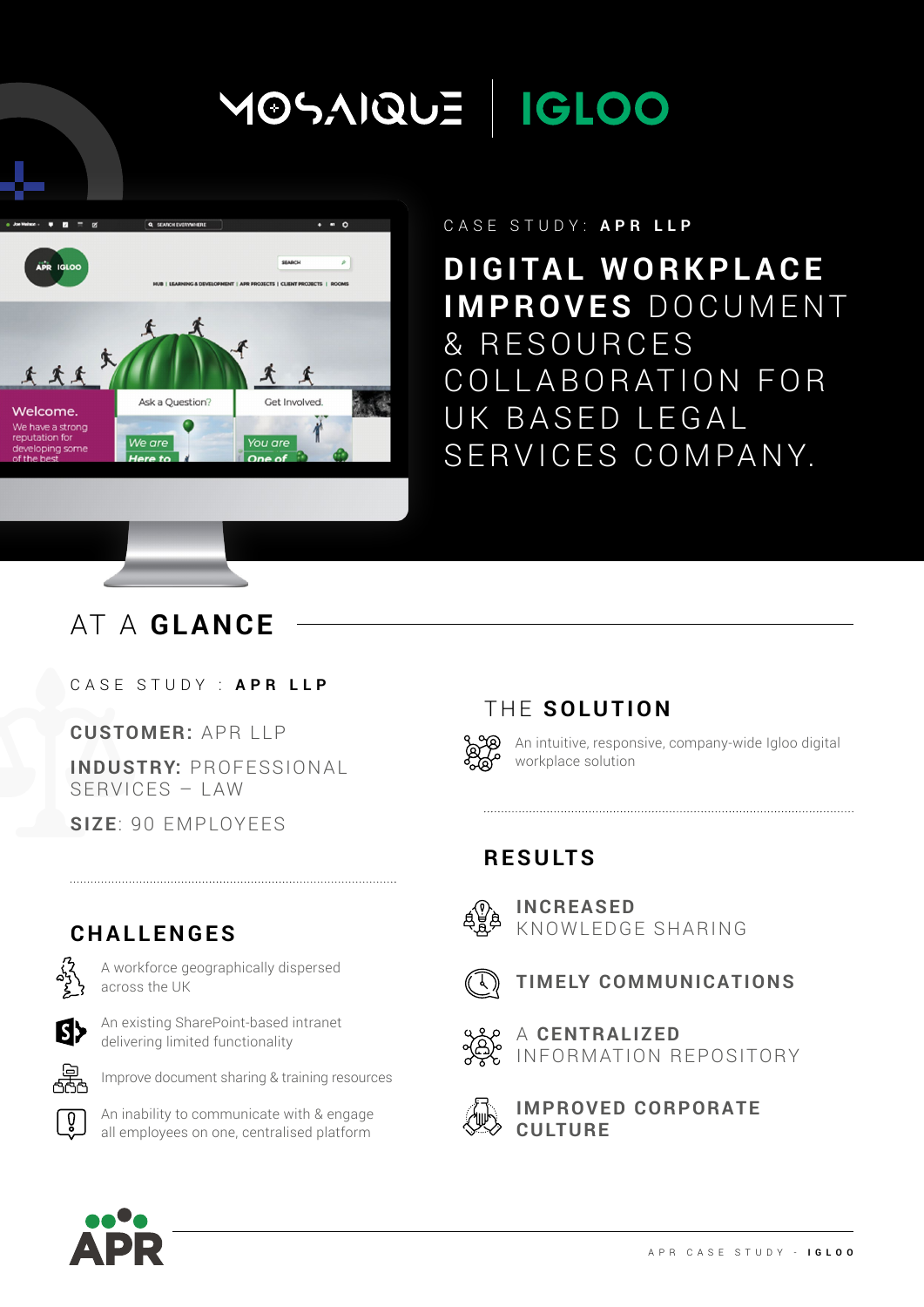MOSAIQUE | IGLOO

CASE STUDY: **APR LLP**

# DIGITAL WORKPLACE IMPROVES DOCUMENT & RESOURCES COLLABORATION FOR UK BASED LEGAL SERVICES COMPANY.

## AT A GLANCE

CASE STUDY : **APR LLP**

**CUSTOMER:** APR LLP

**INDUSTRY:** PROFESSIONAL SERVICES – LAW

**SIZE**: 90 EMPLOYEES

### CHALLENGES

- A workforce geographically dispersed across the UK
- An existing SharePoint-based intranet delivering limited functionality
- Improve document sharing & training resources
- An inability to communicate with & engage all employees on one, centralised platform

### THE SOLUTION

An intuitive, responsive, company-wide Igloo digital workplace solution

### RESULTS

- **INCREASED** KNOWLEDGE SHARING
- **TIMELY COMMUNICATIONS**
- A **CENTRALIZED** INFORMATION REPOSITORY
- **IMPROVED CORPORATE CULTURE**

APR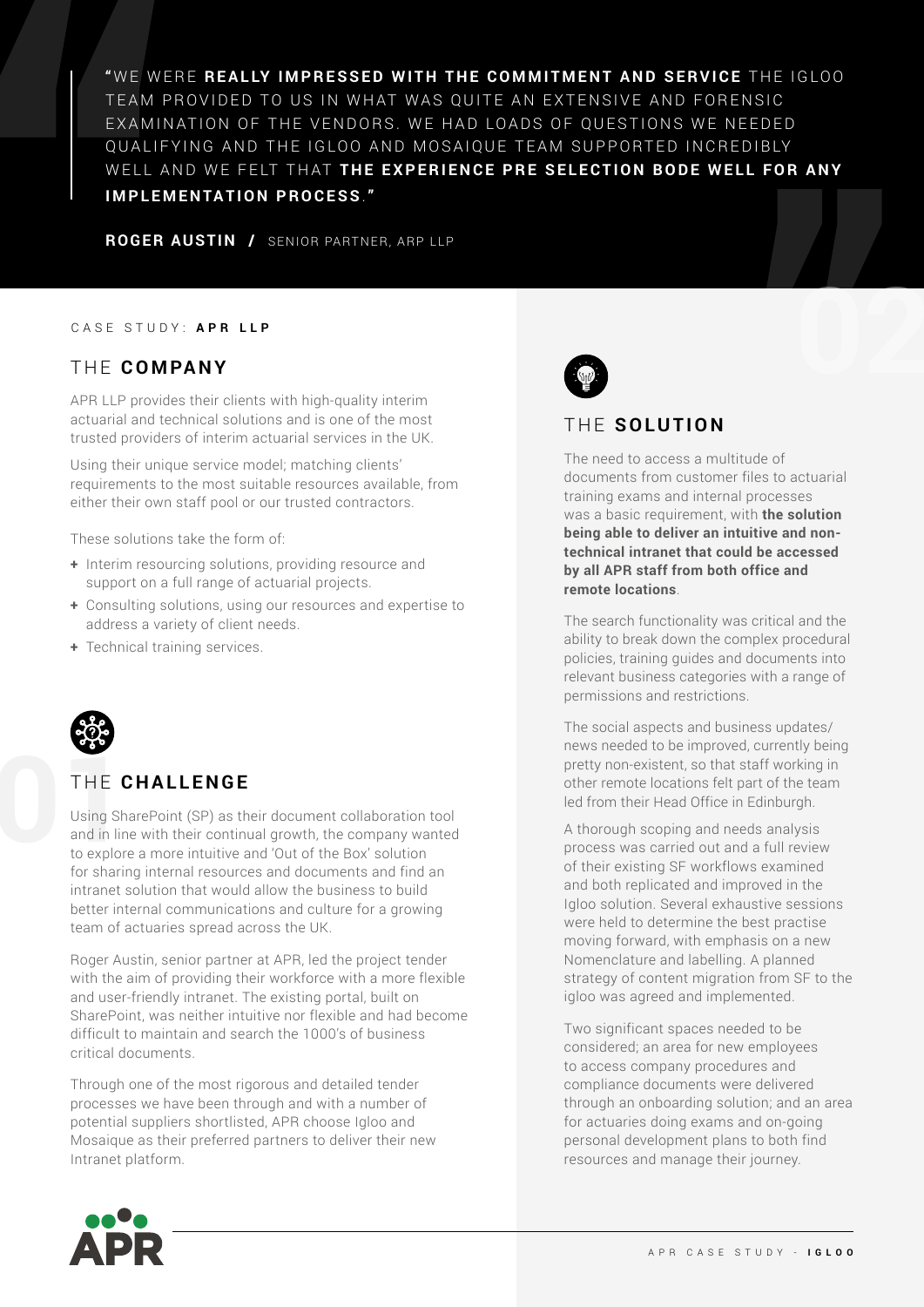"WE WERE **REALLY IMPRESSED WITH THE COMMITMENT AND SERVICE** THE IGLOO TEAM PROVIDED TO US IN WHAT WAS QUITE AN EXTENSIVE AND FORENSIC EXAMINATION OF THE VENDORS. WE HAD LOADS OF QUESTIONS WE NEEDED QUALIFYING AND THE IGLOO AND MOSAIQUE TEAM SUPPORTED INCREDIBLY WELL AND WE FELT THAT **THE EXPERIENCE PRE SELECTION BODE WELL FOR ANY IMPLEMENTATION PROCESS**."

**ROGER AUSTIN /** SENIOR PARTNER, ARP LLP

CASE STUDY: **APR LLP**

## THE **COMPANY**

APR LLP provides their clients with high-quality interim actuarial and technical solutions and is one of the most trusted providers of interim actuarial services in the UK.

Using their unique service model; matching clients' requirements to the most suitable resources available, from either their own staff pool or our trusted contractors.

These solutions take the form of:

- Interim resourcing solutions, providing resource and support on a full range of actuarial projects.
- Consulting solutions, using our resources and expertise to address a variety of client needs.
- Technical training services.

## THE **CHALLENGE**

Using SharePoint (SP) as their document collaboration tool and in line with their continual growth, the company wanted to explore a more intuitive and 'Out of the Box' solution for sharing internal resources and documents and find an intranet solution that would allow the business to build better internal communications and culture for a growing team of actuaries spread across the UK.

Roger Austin, senior partner at APR, led the project tender with the aim of providing their workforce with a more flexible and user-friendly intranet. The existing portal, built on SharePoint, was neither intuitive nor flexible and had become difficult to maintain and search the 1000's of business critical documents.

Through one of the most rigorous and detailed tender processes we have been through and with a number of potential suppliers shortlisted, APR choose Igloo and Mosaique as their preferred partners to deliver their new Intranet platform.

## THE **SOLUTION**

The need to access a multitude of documents from customer files to actuarial training exams and internal processes was a basic requirement, with **the solution being able to deliver an intuitive and non-technical intranet that could be accessed by all APR staff from both office and remote locations**.

The search functionality was critical and the ability to break down the complex procedural policies, training guides and documents into relevant business categories with a range of permissions and restrictions.

The social aspects and business updates/ news needed to be improved, currently being pretty non-existent, so that staff working in other remote locations felt part of the team led from their Head Office in Edinburgh.

A thorough scoping and needs analysis process was carried out and a full review of their existing SF workflows examined and both replicated and improved in the Igloo solution. Several exhaustive sessions were held to determine the best practise moving forward, with emphasis on a new Nomenclature and labelling. A planned strategy of content migration from SF to the igloo was agreed and implemented.

Two significant spaces needed to be considered; an area for new employees to access company procedures and compliance documents were delivered through an onboarding solution; and an area for actuaries doing exams and on-going personal development plans to both find resources and manage their journey.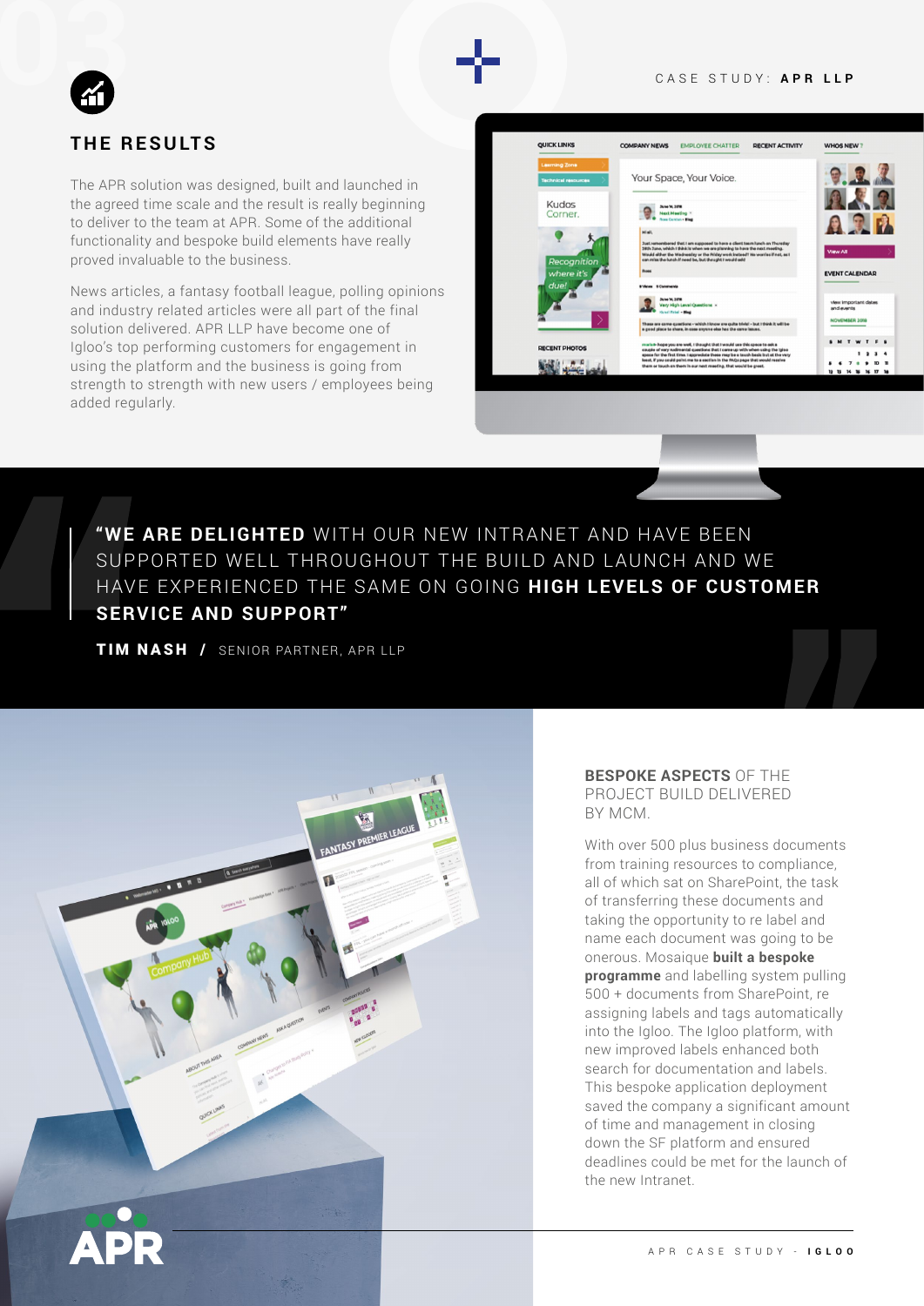## THE RESULTS

The APR solution was designed, built and launched in the agreed time scale and the result is really beginning to deliver to the team at APR. Some of the additional functionality and bespoke build elements have really proved invaluable to the business.

News articles, a fantasy football league, polling opinions and industry related articles were all part of the final solution delivered. APR LLP have become one of Igloo's top performing customers for engagement in using the platform and the business is going from strength to strength with new users / employees being added regularly.

> **"WE ARE DELIGHTED** WITH OUR NEW INTRANET AND HAVE BEEN SUPPORTED WELL THROUGHOUT THE BUILD AND LAUNCH AND WE HAVE EXPERIENCED THE SAME ON GOING **HIGH LEVELS OF CUSTOMER SERVICE AND SUPPORT"**
>
> **TIM NASH /** SENIOR PARTNER, APR LLP

### **BESPOKE ASPECTS** OF THE PROJECT BUILD DELIVERED BY MCM.

With over 500 plus business documents from training resources to compliance, all of which sat on SharePoint, the task of transferring these documents and taking the opportunity to re label and name each document was going to be onerous. Mosaique **built a bespoke programme** and labelling system pulling 500 + documents from SharePoint, re assigning labels and tags automatically into the Igloo. The Igloo platform, with new improved labels enhanced both search for documentation and labels. This bespoke application deployment saved the company a significant amount of time and management in closing down the SF platform and ensured deadlines could be met for the launch of the new Intranet.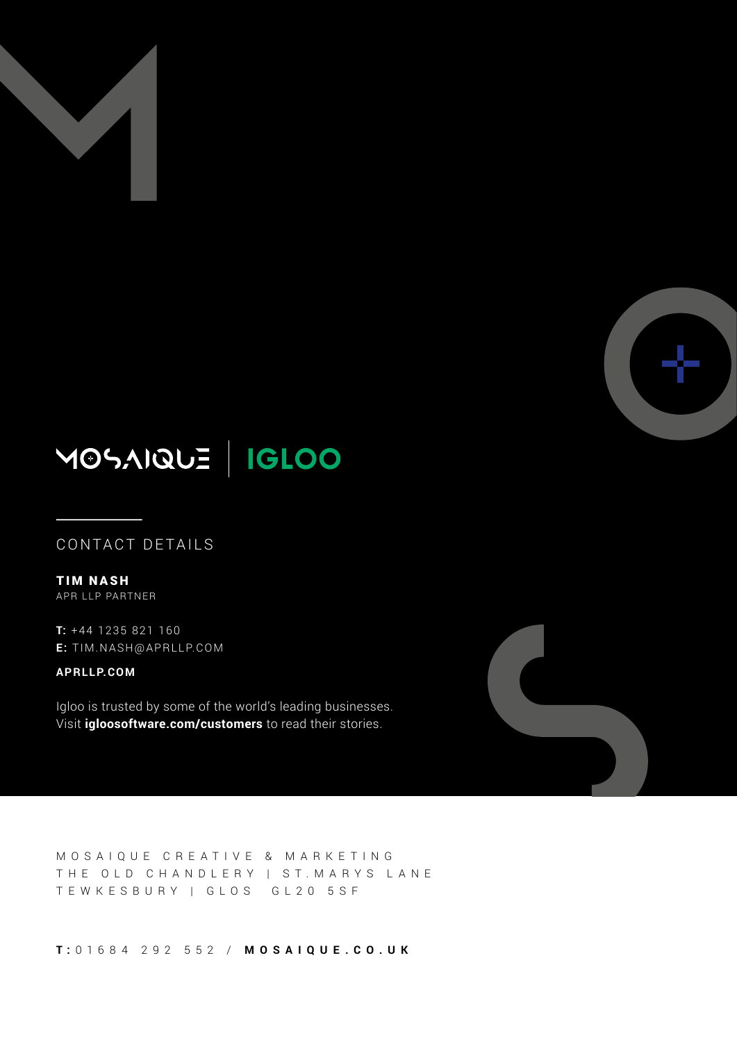MOSAIQUE | IGLOO

## CONTACT DETAILS

**TIM NASH**
APR LLP PARTNER

**T:** +44 1235 821 160
**E:** TIM.NASH@APRLLP.COM

**APRLLP.COM**

Igloo is trusted by some of the world's leading businesses.
Visit **igloosoftware.com/customers** to read their stories.

MOSAIQUE CREATIVE & MARKETING
THE OLD CHANDLERY | ST.MARYS LANE
TEWKESBURY | GLOS GL20 5SF

**T:** 01684 292 552 / **MOSAIQUE.CO.UK**